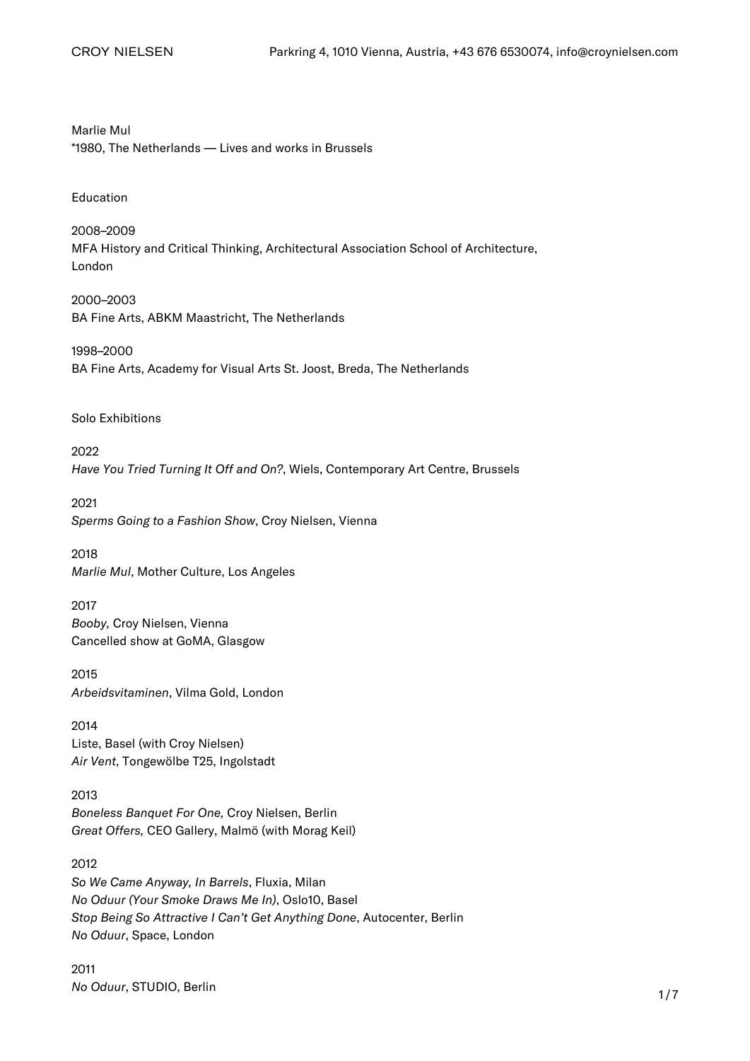Marlie Mul
*1980, The Netherlands — Lives and works in Brussels

## Education

2008–2009
MFA History and Critical Thinking, Architectural Association School of Architecture, London

2000–2003
BA Fine Arts, ABKM Maastricht, The Netherlands

1998–2000
BA Fine Arts, Academy for Visual Arts St. Joost, Breda, The Netherlands

## Solo Exhibitions

2022
*Have You Tried Turning It Off and On?*, Wiels, Contemporary Art Centre, Brussels

2021
*Sperms Going to a Fashion Show*, Croy Nielsen, Vienna

2018
*Marlie Mul*, Mother Culture, Los Angeles

2017
*Booby,* Croy Nielsen, Vienna
Cancelled show at GoMA, Glasgow

2015
*Arbeidsvitaminen*, Vilma Gold, London

2014
Liste, Basel (with Croy Nielsen)
*Air Vent*, Tongewölbe T25, Ingolstadt

2013
*Boneless Banquet For One,* Croy Nielsen, Berlin
*Great Offers,* CEO Gallery, Malmö (with Morag Keil)

2012
*So We Came Anyway, In Barrels*, Fluxia, Milan
*No Oduur (Your Smoke Draws Me In)*, Oslo10, Basel
*Stop Being So Attractive I Can't Get Anything Done*, Autocenter, Berlin
*No Oduur*, Space, London

2011
*No Oduur*, STUDIO, Berlin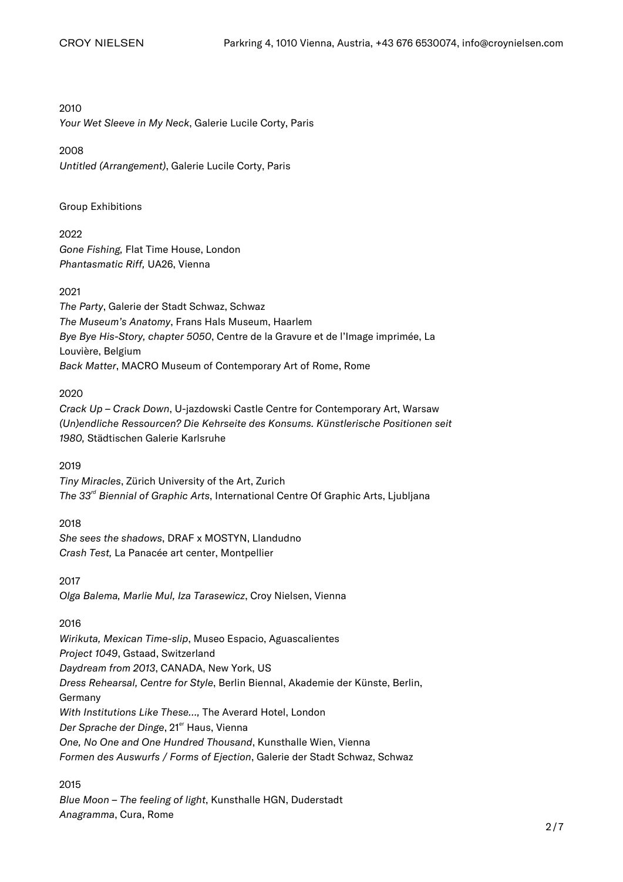2010
*Your Wet Sleeve in My Neck*, Galerie Lucile Corty, Paris

2008
*Untitled (Arrangement)*, Galerie Lucile Corty, Paris

## Group Exhibitions

2022
*Gone Fishing,* Flat Time House, London
*Phantasmatic Riff,* UA26, Vienna

2021
*The Party*, Galerie der Stadt Schwaz, Schwaz
*The Museum's Anatomy*, Frans Hals Museum, Haarlem
*Bye Bye His-Story, chapter 5050*, Centre de la Gravure et de l'Image imprimée, La Louvière, Belgium
*Back Matter*, MACRO Museum of Contemporary Art of Rome, Rome

2020
*Crack Up – Crack Down*, U-jazdowski Castle Centre for Contemporary Art, Warsaw
*(Un)endliche Ressourcen? Die Kehrseite des Konsums. Künstlerische Positionen seit 1980,* Städtischen Galerie Karlsruhe

2019
*Tiny Miracles*, Zürich University of the Art, Zurich
*The 33rd Biennial of Graphic Arts*, International Centre Of Graphic Arts, Ljubljana

2018
*She sees the shadows*, DRAF x MOSTYN, Llandudno
*Crash Test,* La Panacée art center, Montpellier

2017
*Olga Balema, Marlie Mul, Iza Tarasewicz*, Croy Nielsen, Vienna

2016
*Wirikuta, Mexican Time-slip*, Museo Espacio, Aguascalientes
*Project 1049*, Gstaad, Switzerland
*Daydream from 2013*, CANADA, New York, US
*Dress Rehearsal, Centre for Style*, Berlin Biennal, Akademie der Künste, Berlin, Germany
*With Institutions Like These...,* The Averard Hotel, London
*Der Sprache der Dinge*, 21er Haus, Vienna
*One, No One and One Hundred Thousand*, Kunsthalle Wien, Vienna
*Formen des Auswurfs / Forms of Ejection*, Galerie der Stadt Schwaz, Schwaz

2015
*Blue Moon – The feeling of light*, Kunsthalle HGN, Duderstadt
*Anagramma*, Cura, Rome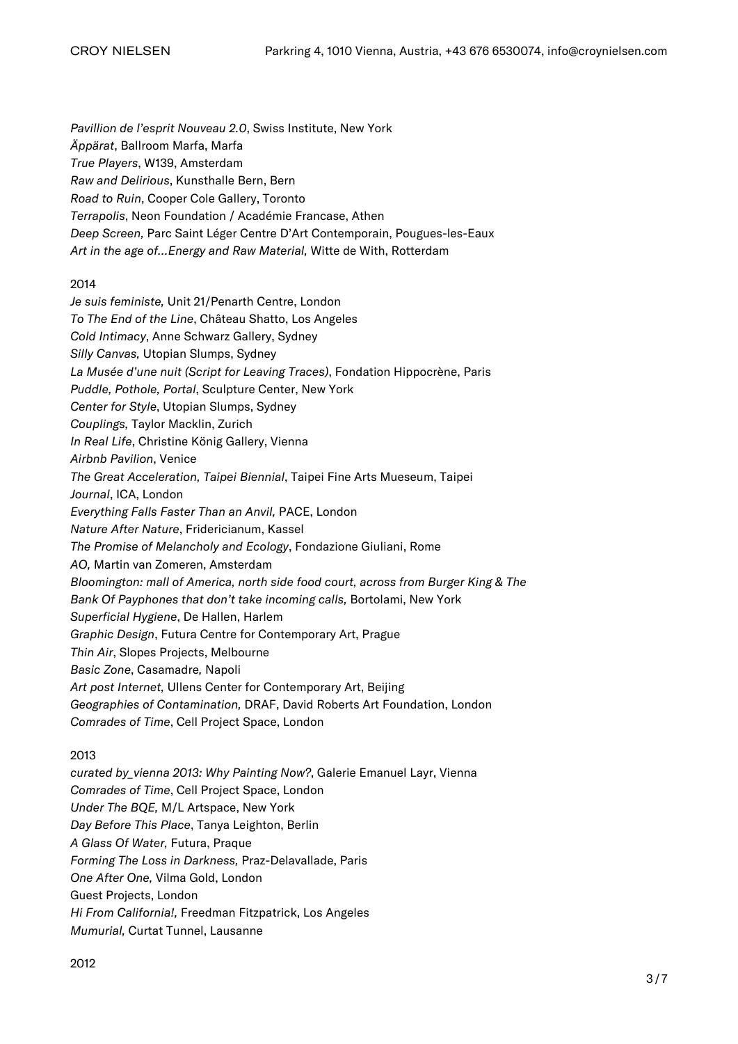*Pavillion de l'esprit Nouveau 2.0*, Swiss Institute, New York
*Äppärat*, Ballroom Marfa, Marfa
*True Players*, W139, Amsterdam
*Raw and Delirious*, Kunsthalle Bern, Bern
*Road to Ruin*, Cooper Cole Gallery, Toronto
*Terrapolis*, Neon Foundation / Académie Francase, Athen
*Deep Screen,* Parc Saint Léger Centre D'Art Contemporain, Pougues-les-Eaux
*Art in the age of...Energy and Raw Material,* Witte de With, Rotterdam

2014

*Je suis feministe,* Unit 21/Penarth Centre, London
*To The End of the Line*, Château Shatto, Los Angeles
*Cold Intimacy*, Anne Schwarz Gallery, Sydney
*Silly Canvas,* Utopian Slumps, Sydney
*La Musée d'une nuit (Script for Leaving Traces)*, Fondation Hippocrène, Paris
*Puddle, Pothole, Portal*, Sculpture Center, New York
*Center for Style*, Utopian Slumps, Sydney
*Couplings,* Taylor Macklin, Zurich
*In Real Life*, Christine König Gallery, Vienna
*Airbnb Pavilion*, Venice
*The Great Acceleration, Taipei Biennial*, Taipei Fine Arts Mueseum, Taipei
*Journal*, ICA, London
*Everything Falls Faster Than an Anvil,* PACE, London
*Nature After Nature*, Fridericianum, Kassel
*The Promise of Melancholy and Ecology*, Fondazione Giuliani, Rome
*AO,* Martin van Zomeren, Amsterdam
*Bloomington: mall of America, north side food court, across from Burger King & The Bank Of Payphones that don't take incoming calls,* Bortolami, New York
*Superficial Hygiene*, De Hallen, Harlem
*Graphic Design*, Futura Centre for Contemporary Art, Prague
*Thin Air*, Slopes Projects, Melbourne
*Basic Zone*, Casamadre*,* Napoli
*Art post Internet,* Ullens Center for Contemporary Art, Beijing
*Geographies of Contamination,* DRAF, David Roberts Art Foundation, London
*Comrades of Time*, Cell Project Space, London

2013

*curated by_vienna 2013: Why Painting Now?*, Galerie Emanuel Layr, Vienna
*Comrades of Time*, Cell Project Space, London
*Under The BQE,* M/L Artspace, New York
*Day Before This Place*, Tanya Leighton, Berlin
*A Glass Of Water,* Futura, Praque
*Forming The Loss in Darkness,* Praz-Delavallade, Paris
*One After One,* Vilma Gold, London
Guest Projects, London
*Hi From California!,* Freedman Fitzpatrick, Los Angeles
*Mumurial,* Curtat Tunnel, Lausanne

2012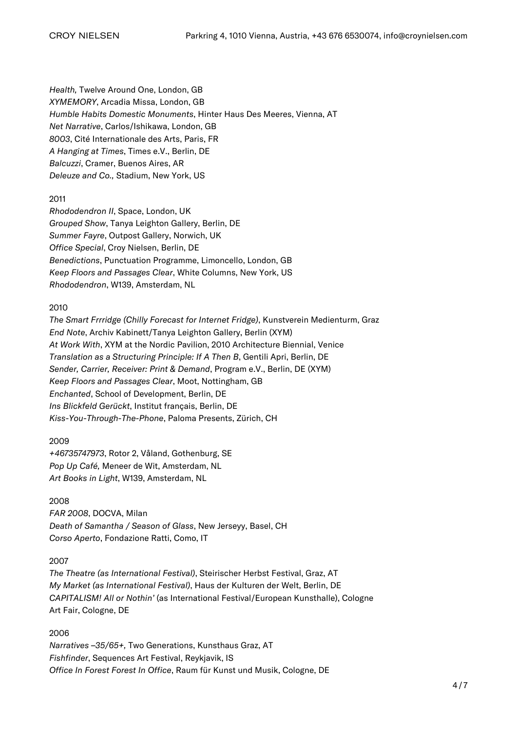*Health,* Twelve Around One, London, GB
*XYMEMORY*, Arcadia Missa, London, GB
*Humble Habits Domestic Monuments*, Hinter Haus Des Meeres, Vienna, AT
*Net Narrative*, Carlos/Ishikawa, London, GB
*8003*, Cité Internationale des Arts, Paris, FR
*A Hanging at Times*, Times e.V., Berlin, DE
*Balcuzzi*, Cramer, Buenos Aires, AR
*Deleuze and Co.*, Stadium, New York, US

2011
*Rhododendron II*, Space, London, UK
*Grouped Show*, Tanya Leighton Gallery, Berlin, DE
*Summer Fayre*, Outpost Gallery, Norwich, UK
*Office Special*, Croy Nielsen, Berlin, DE
*Benedictions*, Punctuation Programme, Limoncello, London, GB
*Keep Floors and Passages Clear*, White Columns, New York, US
*Rhododendron*, W139, Amsterdam, NL

2010
*The Smart Frrridge (Chilly Forecast for Internet Fridge)*, Kunstverein Medienturm, Graz
*End Note*, Archiv Kabinett/Tanya Leighton Gallery, Berlin (XYM)
*At Work With*, XYM at the Nordic Pavilion, 2010 Architecture Biennial, Venice
*Translation as a Structuring Principle: If A Then B*, Gentili Apri, Berlin, DE
*Sender, Carrier, Receiver: Print & Demand*, Program e.V., Berlin, DE (XYM)
*Keep Floors and Passages Clear*, Moot, Nottingham, GB
*Enchanted*, School of Development, Berlin, DE
*Ins Blickfeld Gerückt*, Institut français, Berlin, DE
*Kiss-You-Through-The-Phone*, Paloma Presents, Zürich, CH

2009
*+46735747973*, Rotor 2, Våland, Gothenburg, SE
*Pop Up Café,* Meneer de Wit, Amsterdam, NL
*Art Books in Light*, W139, Amsterdam, NL

2008
*FAR 2008*, DOCVA, Milan
*Death of Samantha / Season of Glass*, New Jerseyy, Basel, CH
*Corso Aperto*, Fondazione Ratti, Como, IT

2007
*The Theatre (as International Festival)*, Steirischer Herbst Festival, Graz, AT
*My Market (as International Festival)*, Haus der Kulturen der Welt, Berlin, DE
*CAPITALISM! All or Nothin'* (as International Festival/European Kunsthalle), Cologne Art Fair, Cologne, DE

2006
*Narratives –35/65+,* Two Generations, Kunsthaus Graz, AT
*Fishfinder*, Sequences Art Festival, Reykjavik, IS
*Office In Forest Forest In Office*, Raum für Kunst und Musik, Cologne, DE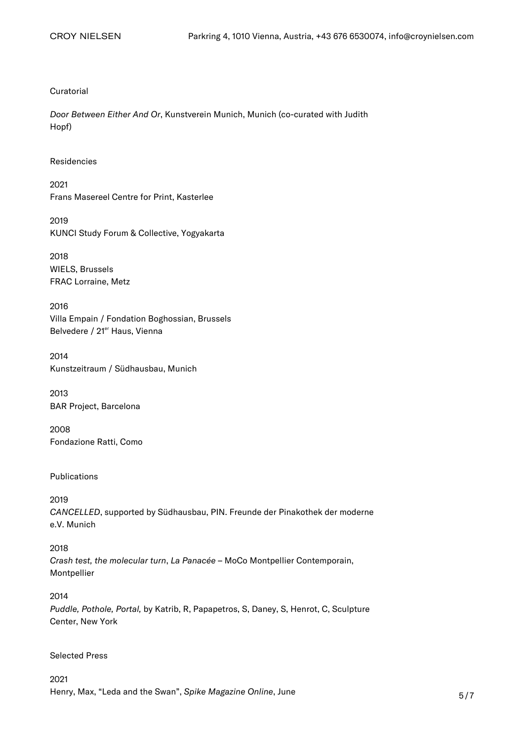## Curatorial

*Door Between Either And Or*, Kunstverein Munich, Munich (co-curated with Judith Hopf)

## Residencies

2021
Frans Masereel Centre for Print, Kasterlee

2019
KUNCI Study Forum & Collective, Yogyakarta

2018
WIELS, Brussels
FRAC Lorraine, Metz

2016
Villa Empain / Fondation Boghossian, Brussels
Belvedere / 21er Haus, Vienna

2014
Kunstzeitraum / Südhausbau, Munich

2013
BAR Project, Barcelona

2008
Fondazione Ratti, Como

## Publications

2019
*CANCELLED*, supported by Südhausbau, PIN. Freunde der Pinakothek der moderne e.V. Munich

2018
*Crash test, the molecular turn*, *La Panacée* – MoCo Montpellier Contemporain, Montpellier

2014
*Puddle, Pothole, Portal,* by Katrib, R, Papapetros, S, Daney, S, Henrot, C, Sculpture Center, New York

## Selected Press

2021
Henry, Max, "Leda and the Swan", *Spike Magazine Online*, June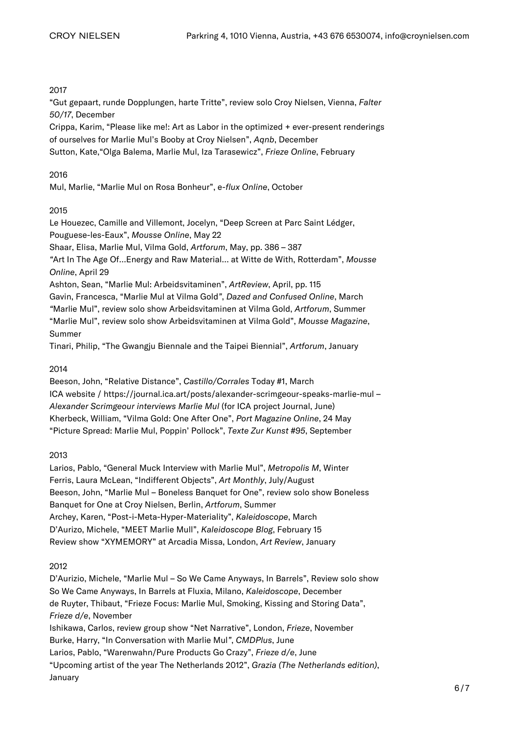2017

“Gut gepaart, runde Dopplungen, harte Tritte”, review solo Croy Nielsen, Vienna, *Falter 50/17*, December

Crippa, Karim, “Please like me!: Art as Labor in the optimized + ever-present renderings of ourselves for Marlie Mul’s Booby at Croy Nielsen”, *Aqnb*, December

Sutton, Kate,“Olga Balema, Marlie Mul, Iza Tarasewicz”, *Frieze Online*, February

2016

Mul, Marlie, “Marlie Mul on Rosa Bonheur”, e-*flux Online*, October

2015

Le Houezec, Camille and Villemont, Jocelyn, “Deep Screen at Parc Saint Lédger, Pouguese-les-Eaux”, *Mousse Online*, May 22

Shaar, Elisa, Marlie Mul, Vilma Gold, *Artforum*, May, pp. 386 – 387

“Art In The Age Of…Energy and Raw Material… at Witte de With, Rotterdam”, *Mousse Online*, April 29

Ashton, Sean, “Marlie Mul: Arbeidsvitaminen”, *ArtReview*, April, pp. 115

Gavin, Francesca, “Marlie Mul at Vilma Gold”, *Dazed and Confused Online*, March

“Marlie Mul”, review solo show Arbeidsvitaminen at Vilma Gold, *Artforum*, Summer

“Marlie Mul”, review solo show Arbeidsvitaminen at Vilma Gold”, *Mousse Magazine*, Summer

Tinari, Philip, “The Gwangju Biennale and the Taipei Biennial”, *Artforum*, January

2014

Beeson, John, “Relative Distance”, *Castillo/Corrales* Today #1, March

ICA website / https://journal.ica.art/posts/alexander-scrimgeour-speaks-marlie-mul – *Alexander Scrimgeour interviews Marlie Mul* (for ICA project Journal, June)

Kherbeck, William, “Vilma Gold: One After One”, *Port Magazine Online*, 24 May

“Picture Spread: Marlie Mul, Poppin’ Pollock”, *Texte Zur Kunst #95*, September

2013

Larios, Pablo, “General Muck Interview with Marlie Mul”, *Metropolis M*, Winter

Ferris, Laura McLean, “Indifferent Objects”, *Art Monthly*, July/August

Beeson, John, “Marlie Mul – Boneless Banquet for One”, review solo show Boneless Banquet for One at Croy Nielsen, Berlin, *Artforum*, Summer

Archey, Karen, “Post-i-Meta-Hyper-Materiality”, *Kaleidoscope*, March

D’Aurizo, Michele, “MEET Marlie Mull”, *Kaleidoscope Blog*, February 15

Review show “XYMEMORY” at Arcadia Missa, London, *Art Review*, January

2012

D’Aurizio, Michele, “Marlie Mul – So We Came Anyways, In Barrels”, Review solo show So We Came Anyways, In Barrels at Fluxia, Milano, *Kaleidoscope*, December

de Ruyter, Thibaut, “Frieze Focus: Marlie Mul, Smoking, Kissing and Storing Data”, *Frieze d/e*, November

Ishikawa, Carlos, review group show “Net Narrative”, London, *Frieze*, November

Burke, Harry, “In Conversation with Marlie Mul”, *CMDPlus*, June

Larios, Pablo, “Warenwahn/Pure Products Go Crazy”, *Frieze d/e*, June

“Upcoming artist of the year The Netherlands 2012”, *Grazia (The Netherlands edition)*, January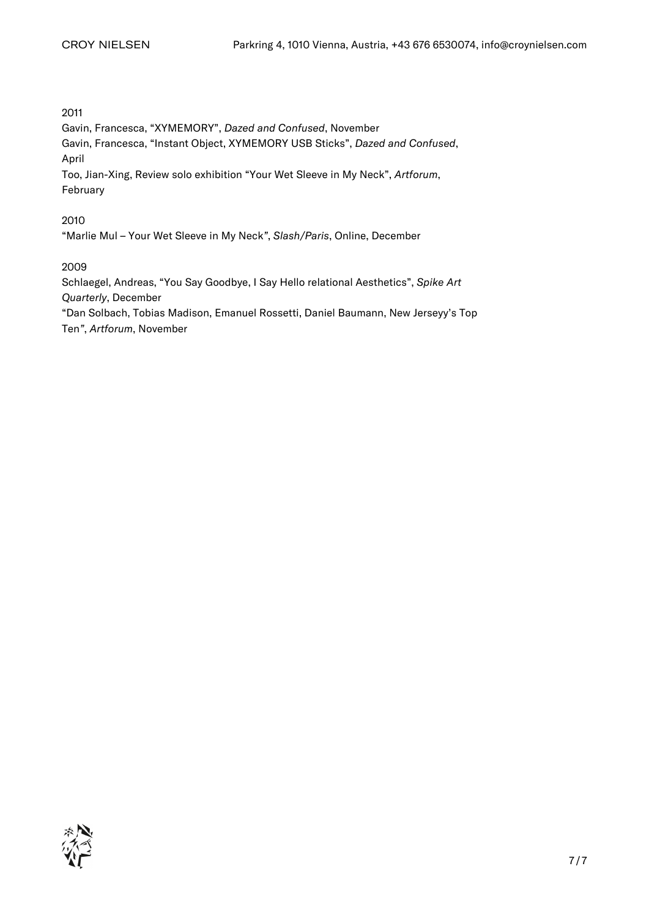2011

Gavin, Francesca, “XYMEMORY”, *Dazed and Confused*, November

Gavin, Francesca, “Instant Object, XYMEMORY USB Sticks”, *Dazed and Confused*, April

Too, Jian-Xing, Review solo exhibition “Your Wet Sleeve in My Neck”, *Artforum*, February

2010

“Marlie Mul – Your Wet Sleeve in My Neck”, *Slash/Paris*, Online, December

2009

Schlaegel, Andreas, “You Say Goodbye, I Say Hello relational Aesthetics”, *Spike Art Quarterly*, December

“Dan Solbach, Tobias Madison, Emanuel Rossetti, Daniel Baumann, New Jerseyy’s Top Ten”, *Artforum*, November